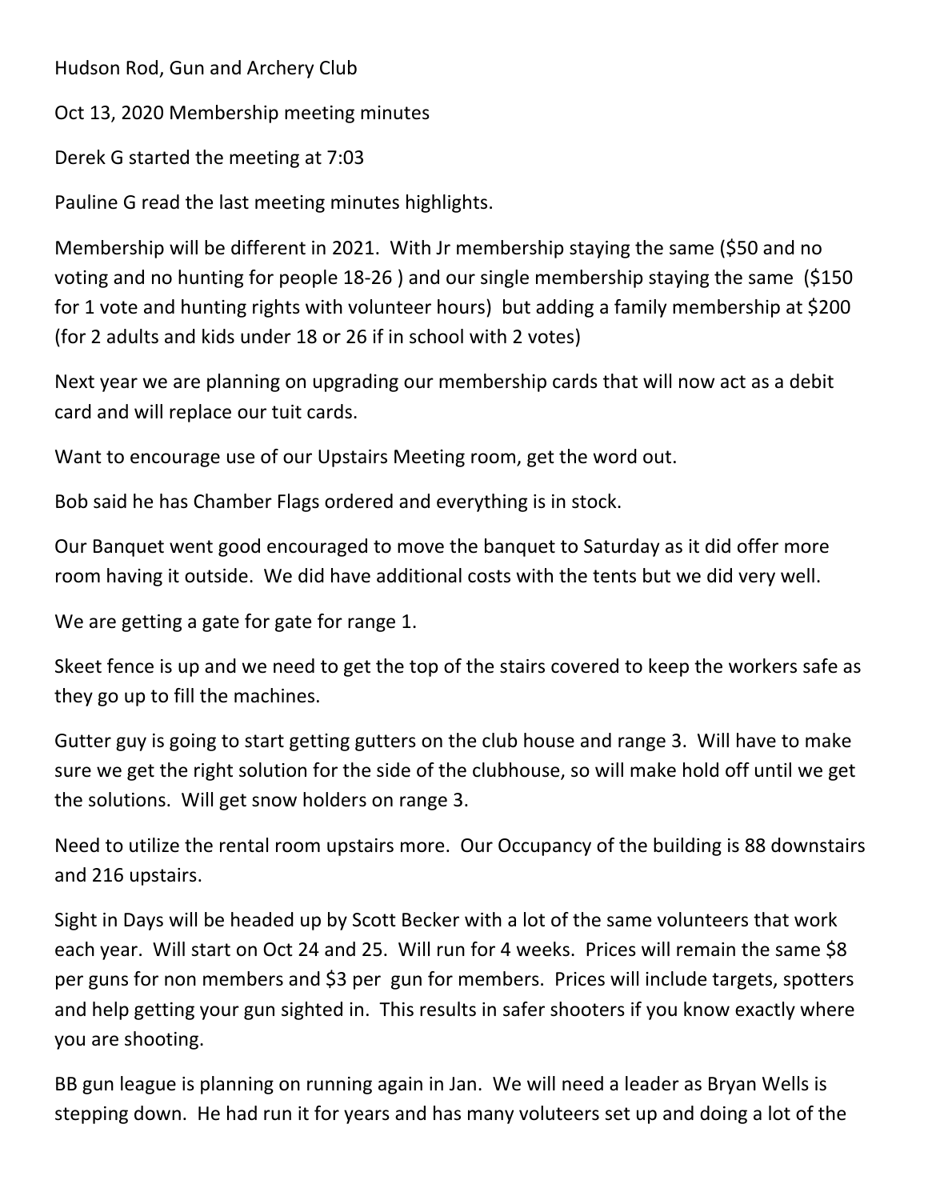Hudson Rod, Gun and Archery Club

Oct 13, 2020 Membership meeting minutes

Derek G started the meeting at 7:03

Pauline G read the last meeting minutes highlights.

Membership will be different in 2021. With Jr membership staying the same ($50 and no voting and no hunting for people 18-26 ) and our single membership staying the same ($150 for 1 vote and hunting rights with volunteer hours) but adding a family membership at $200 (for 2 adults and kids under 18 or 26 if in school with 2 votes)

Next year we are planning on upgrading our membership cards that will now act as a debit card and will replace our tuit cards.

Want to encourage use of our Upstairs Meeting room, get the word out.

Bob said he has Chamber Flags ordered and everything is in stock.

Our Banquet went good encouraged to move the banquet to Saturday as it did offer more room having it outside. We did have additional costs with the tents but we did very well.

We are getting a gate for gate for range 1.

Skeet fence is up and we need to get the top of the stairs covered to keep the workers safe as they go up to fill the machines.

Gutter guy is going to start getting gutters on the club house and range 3. Will have to make sure we get the right solution for the side of the clubhouse, so will make hold off until we get the solutions. Will get snow holders on range 3.

Need to utilize the rental room upstairs more. Our Occupancy of the building is 88 downstairs and 216 upstairs.

Sight in Days will be headed up by Scott Becker with a lot of the same volunteers that work each year. Will start on Oct 24 and 25. Will run for 4 weeks. Prices will remain the same $8 per guns for non members and $3 per gun for members. Prices will include targets, spotters and help getting your gun sighted in. This results in safer shooters if you know exactly where you are shooting.

BB gun league is planning on running again in Jan. We will need a leader as Bryan Wells is stepping down. He had run it for years and has many voluteers set up and doing a lot of the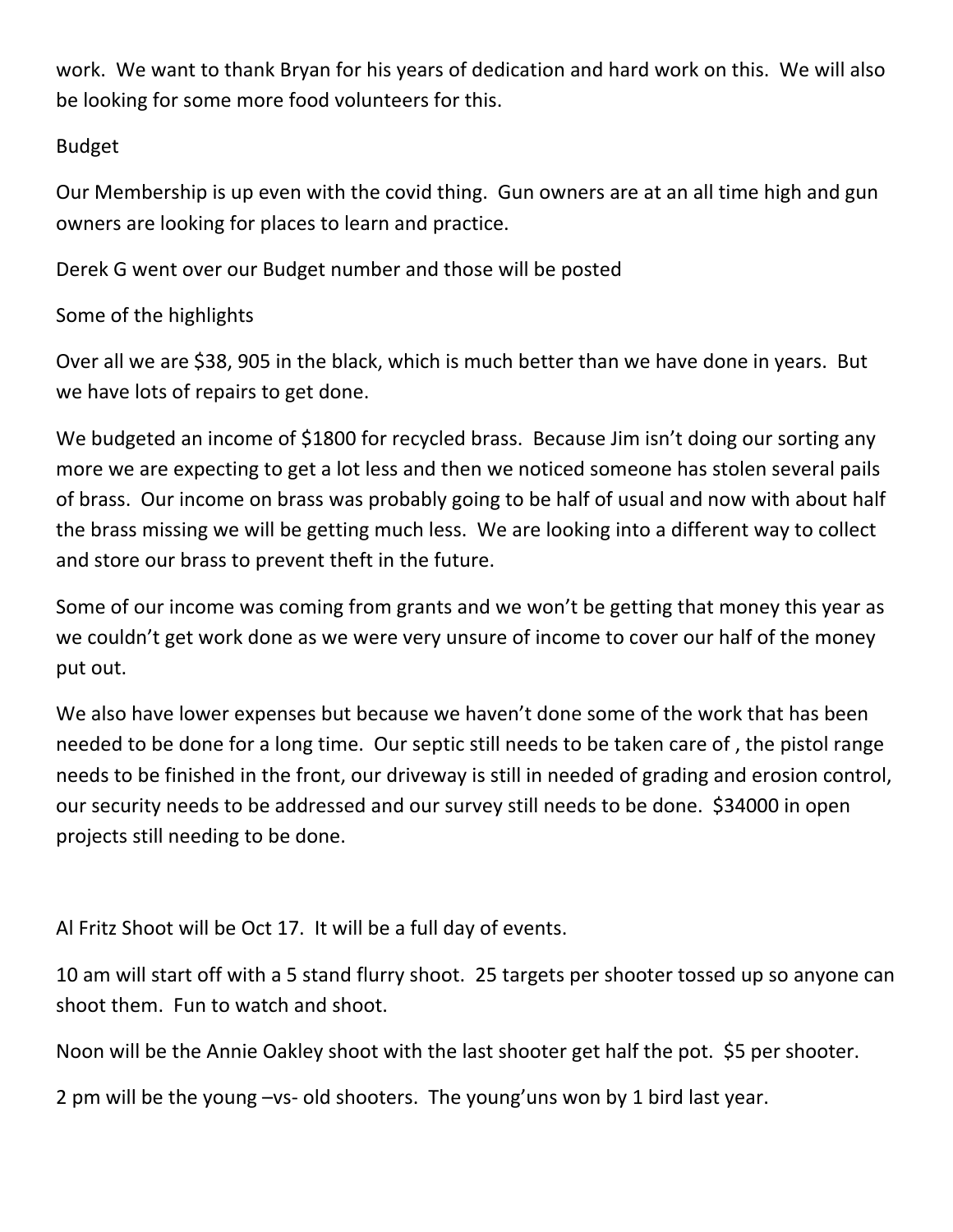work. We want to thank Bryan for his years of dedication and hard work on this. We will also be looking for some more food volunteers for this.

Budget

Our Membership is up even with the covid thing. Gun owners are at an all time high and gun owners are looking for places to learn and practice.

Derek G went over our Budget number and those will be posted

Some of the highlights

Over all we are $38, 905 in the black, which is much better than we have done in years. But we have lots of repairs to get done.

We budgeted an income of $1800 for recycled brass. Because Jim isn't doing our sorting any more we are expecting to get a lot less and then we noticed someone has stolen several pails of brass. Our income on brass was probably going to be half of usual and now with about half the brass missing we will be getting much less. We are looking into a different way to collect and store our brass to prevent theft in the future.

Some of our income was coming from grants and we won't be getting that money this year as we couldn't get work done as we were very unsure of income to cover our half of the money put out.

We also have lower expenses but because we haven't done some of the work that has been needed to be done for a long time. Our septic still needs to be taken care of , the pistol range needs to be finished in the front, our driveway is still in needed of grading and erosion control, our security needs to be addressed and our survey still needs to be done. $34000 in open projects still needing to be done.

Al Fritz Shoot will be Oct 17. It will be a full day of events.

10 am will start off with a 5 stand flurry shoot. 25 targets per shooter tossed up so anyone can shoot them. Fun to watch and shoot.

Noon will be the Annie Oakley shoot with the last shooter get half the pot. $5 per shooter.

2 pm will be the young –vs- old shooters. The young'uns won by 1 bird last year.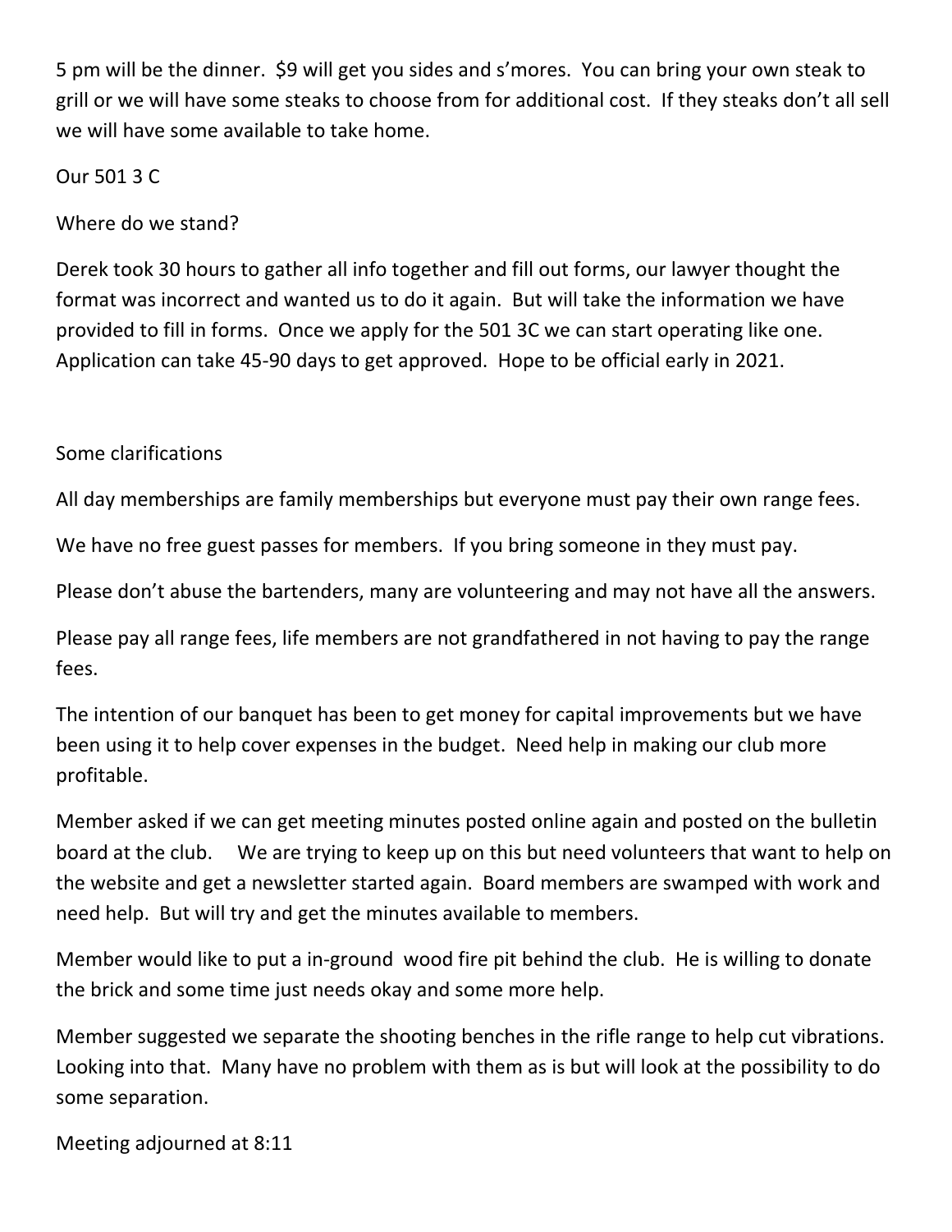5 pm will be the dinner. $9 will get you sides and s'mores. You can bring your own steak to grill or we will have some steaks to choose from for additional cost. If they steaks don't all sell we will have some available to take home.

Our 501 3 C

Where do we stand?

Derek took 30 hours to gather all info together and fill out forms, our lawyer thought the format was incorrect and wanted us to do it again. But will take the information we have provided to fill in forms. Once we apply for the 501 3C we can start operating like one. Application can take 45-90 days to get approved. Hope to be official early in 2021.

Some clarifications

All day memberships are family memberships but everyone must pay their own range fees.

We have no free guest passes for members. If you bring someone in they must pay.

Please don't abuse the bartenders, many are volunteering and may not have all the answers.

Please pay all range fees, life members are not grandfathered in not having to pay the range fees.

The intention of our banquet has been to get money for capital improvements but we have been using it to help cover expenses in the budget. Need help in making our club more profitable.

Member asked if we can get meeting minutes posted online again and posted on the bulletin board at the club. We are trying to keep up on this but need volunteers that want to help on the website and get a newsletter started again. Board members are swamped with work and need help. But will try and get the minutes available to members.

Member would like to put a in-ground wood fire pit behind the club. He is willing to donate the brick and some time just needs okay and some more help.

Member suggested we separate the shooting benches in the rifle range to help cut vibrations. Looking into that. Many have no problem with them as is but will look at the possibility to do some separation.

Meeting adjourned at 8:11